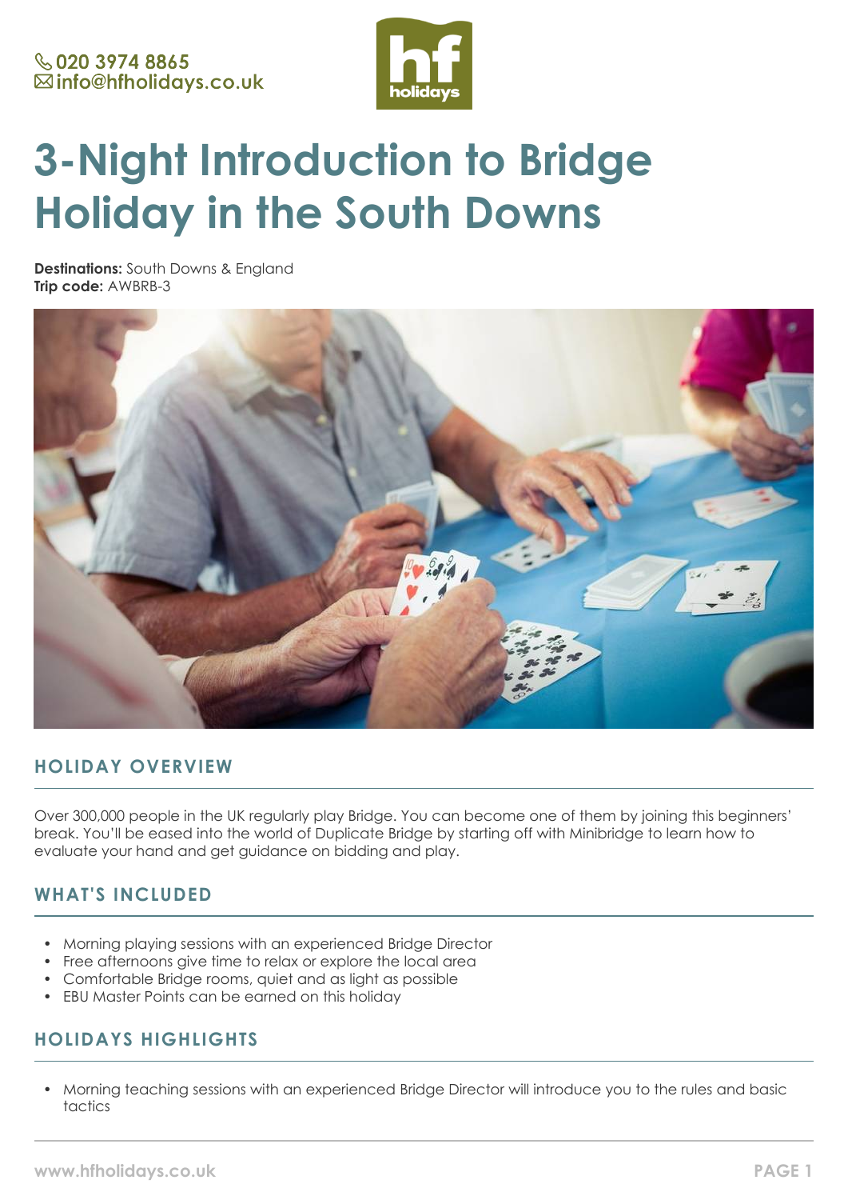020 3974 8865
info@hfholidays.co.uk

# 3-Night Introduction to Bridge Holiday in the South Downs

**Destinations:** South Downs & England
**Trip code:** AWBRB-3

## HOLIDAY OVERVIEW

Over 300,000 people in the UK regularly play Bridge. You can become one of them by joining this beginners' break. You'll be eased into the world of Duplicate Bridge by starting off with Minibridge to learn how to evaluate your hand and get guidance on bidding and play.

## WHAT'S INCLUDED

- Morning playing sessions with an experienced Bridge Director
- Free afternoons give time to relax or explore the local area
- Comfortable Bridge rooms, quiet and as light as possible
- EBU Master Points can be earned on this holiday

## HOLIDAYS HIGHLIGHTS

- Morning teaching sessions with an experienced Bridge Director will introduce you to the rules and basic tactics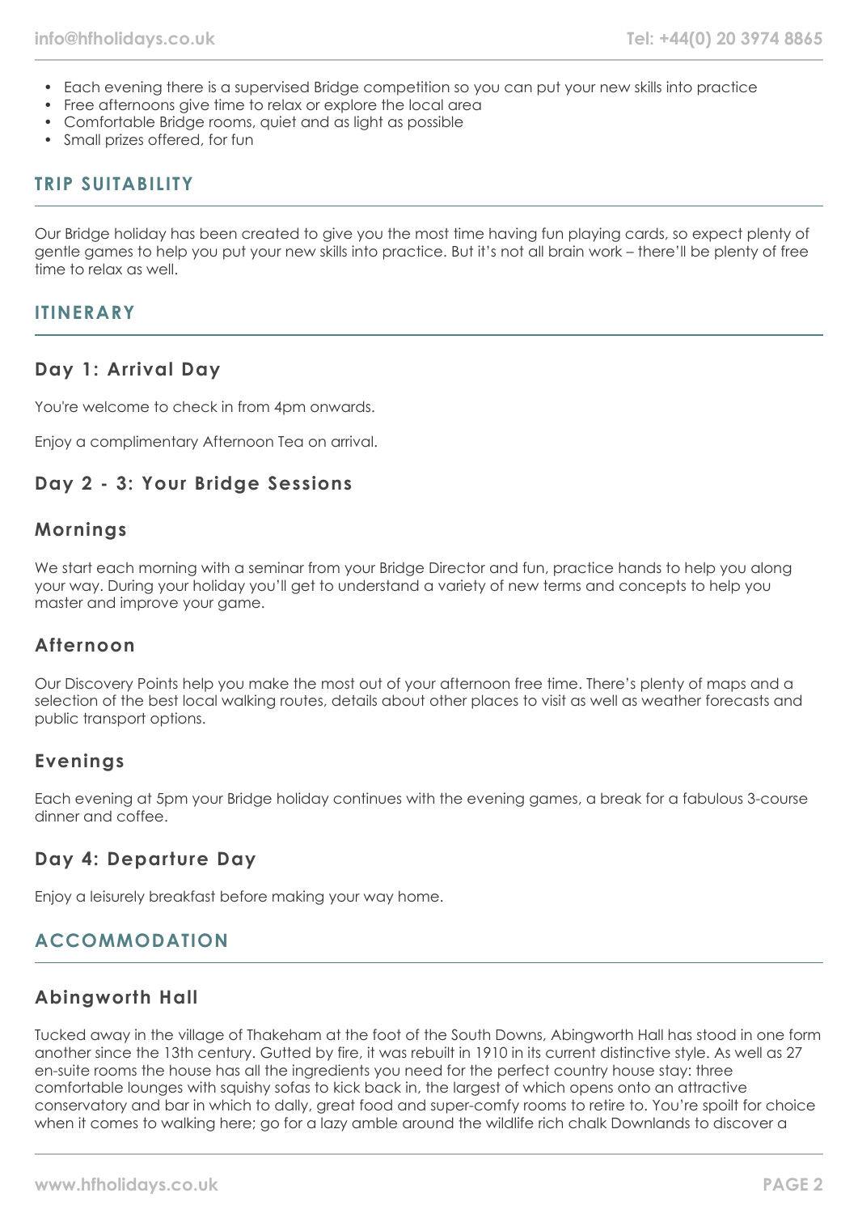- Each evening there is a supervised Bridge competition so you can put your new skills into practice
- Free afternoons give time to relax or explore the local area
- Comfortable Bridge rooms, quiet and as light as possible
- Small prizes offered, for fun

## TRIP SUITABILITY

Our Bridge holiday has been created to give you the most time having fun playing cards, so expect plenty of gentle games to help you put your new skills into practice. But it's not all brain work – there'll be plenty of free time to relax as well.

## ITINERARY

### Day 1: Arrival Day

You're welcome to check in from 4pm onwards.

Enjoy a complimentary Afternoon Tea on arrival.

### Day 2 - 3: Your Bridge Sessions

### Mornings

We start each morning with a seminar from your Bridge Director and fun, practice hands to help you along your way. During your holiday you'll get to understand a variety of new terms and concepts to help you master and improve your game.

### Afternoon

Our Discovery Points help you make the most out of your afternoon free time. There's plenty of maps and a selection of the best local walking routes, details about other places to visit as well as weather forecasts and public transport options.

### Evenings

Each evening at 5pm your Bridge holiday continues with the evening games, a break for a fabulous 3-course dinner and coffee.

### Day 4: Departure Day

Enjoy a leisurely breakfast before making your way home.

## ACCOMMODATION

### Abingworth Hall

Tucked away in the village of Thakeham at the foot of the South Downs, Abingworth Hall has stood in one form another since the 13th century. Gutted by fire, it was rebuilt in 1910 in its current distinctive style. As well as 27 en-suite rooms the house has all the ingredients you need for the perfect country house stay: three comfortable lounges with squishy sofas to kick back in, the largest of which opens onto an attractive conservatory and bar in which to dally, great food and super-comfy rooms to retire to. You're spoilt for choice when it comes to walking here; go for a lazy amble around the wildlife rich chalk Downlands to discover a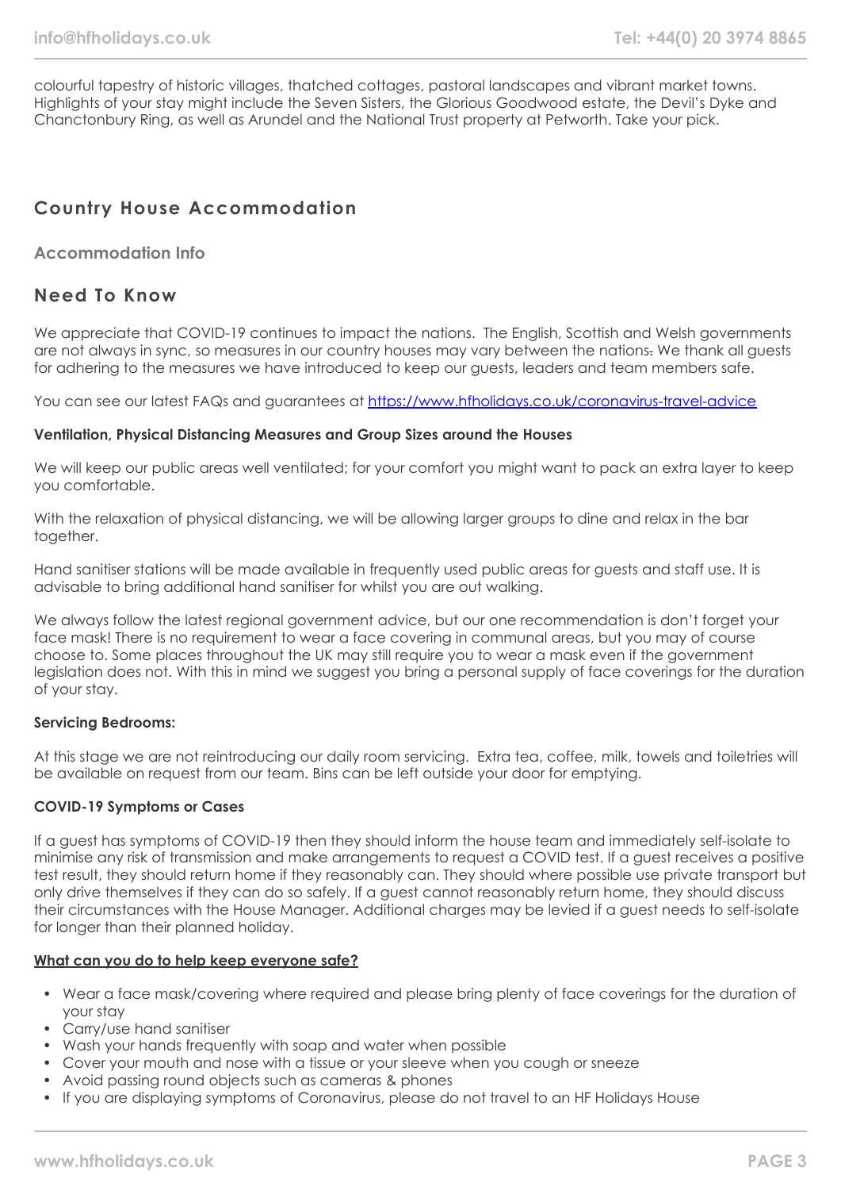colourful tapestry of historic villages, thatched cottages, pastoral landscapes and vibrant market towns. Highlights of your stay might include the Seven Sisters, the Glorious Goodwood estate, the Devil's Dyke and Chanctonbury Ring, as well as Arundel and the National Trust property at Petworth. Take your pick.

## Country House Accommodation

### Accommodation Info

## Need To Know

We appreciate that COVID-19 continues to impact the nations. The English, Scottish and Welsh governments are not always in sync, so measures in our country houses may vary between the nations. We thank all guests for adhering to the measures we have introduced to keep our guests, leaders and team members safe.

You can see our latest FAQs and guarantees at https://www.hfholidays.co.uk/coronavirus-travel-advice

**Ventilation, Physical Distancing Measures and Group Sizes around the Houses**

We will keep our public areas well ventilated; for your comfort you might want to pack an extra layer to keep you comfortable.

With the relaxation of physical distancing, we will be allowing larger groups to dine and relax in the bar together.

Hand sanitiser stations will be made available in frequently used public areas for guests and staff use. It is advisable to bring additional hand sanitiser for whilst you are out walking.

We always follow the latest regional government advice, but our one recommendation is don't forget your face mask! There is no requirement to wear a face covering in communal areas, but you may of course choose to. Some places throughout the UK may still require you to wear a mask even if the government legislation does not. With this in mind we suggest you bring a personal supply of face coverings for the duration of your stay.

**Servicing Bedrooms:**

At this stage we are not reintroducing our daily room servicing. Extra tea, coffee, milk, towels and toiletries will be available on request from our team. Bins can be left outside your door for emptying.

**COVID-19 Symptoms or Cases**

If a guest has symptoms of COVID-19 then they should inform the house team and immediately self-isolate to minimise any risk of transmission and make arrangements to request a COVID test. If a guest receives a positive test result, they should return home if they reasonably can. They should where possible use private transport but only drive themselves if they can do so safely. If a guest cannot reasonably return home, they should discuss their circumstances with the House Manager. Additional charges may be levied if a guest needs to self-isolate for longer than their planned holiday.

**What can you do to help keep everyone safe?**

- Wear a face mask/covering where required and please bring plenty of face coverings for the duration of your stay
- Carry/use hand sanitiser
- Wash your hands frequently with soap and water when possible
- Cover your mouth and nose with a tissue or your sleeve when you cough or sneeze
- Avoid passing round objects such as cameras & phones
- If you are displaying symptoms of Coronavirus, please do not travel to an HF Holidays House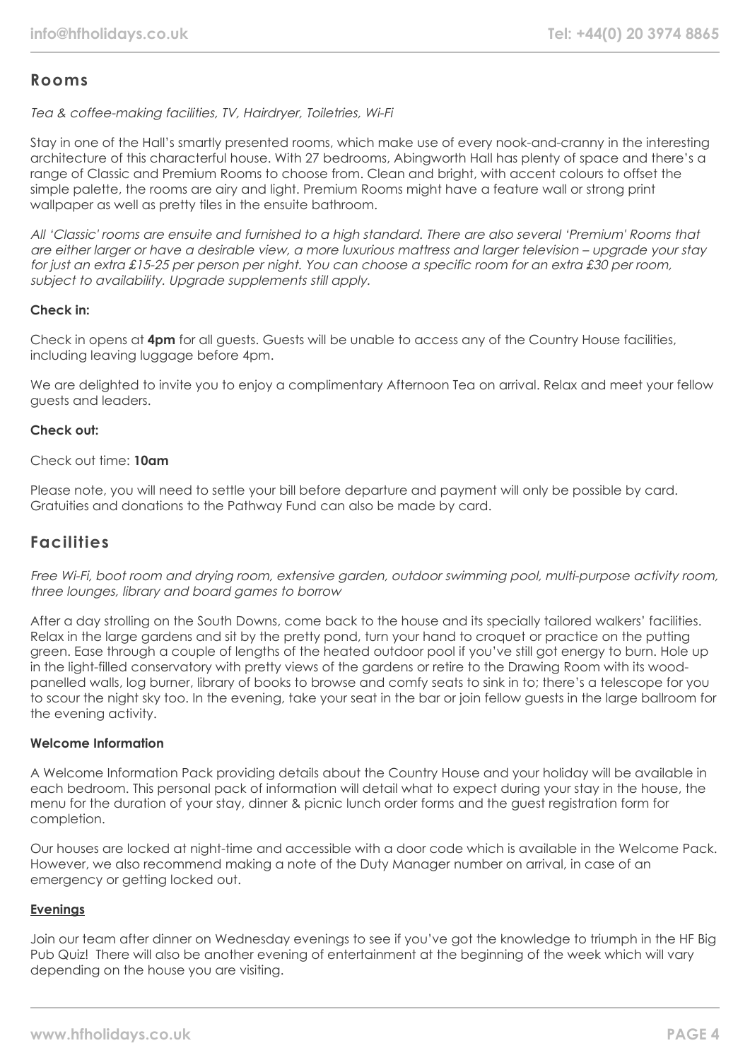## Rooms

*Tea & coffee-making facilities, TV, Hairdryer, Toiletries, Wi-Fi*

Stay in one of the Hall's smartly presented rooms, which make use of every nook-and-cranny in the interesting architecture of this characterful house. With 27 bedrooms, Abingworth Hall has plenty of space and there's a range of Classic and Premium Rooms to choose from. Clean and bright, with accent colours to offset the simple palette, the rooms are airy and light. Premium Rooms might have a feature wall or strong print wallpaper as well as pretty tiles in the ensuite bathroom.

*All 'Classic' rooms are ensuite and furnished to a high standard. There are also several 'Premium' Rooms that are either larger or have a desirable view, a more luxurious mattress and larger television – upgrade your stay for just an extra £15-25 per person per night. You can choose a specific room for an extra £30 per room, subject to availability. Upgrade supplements still apply.*

**Check in:**

Check in opens at **4pm** for all guests. Guests will be unable to access any of the Country House facilities, including leaving luggage before 4pm.

We are delighted to invite you to enjoy a complimentary Afternoon Tea on arrival. Relax and meet your fellow guests and leaders.

**Check out:**

Check out time: **10am**

Please note, you will need to settle your bill before departure and payment will only be possible by card. Gratuities and donations to the Pathway Fund can also be made by card.

## Facilities

*Free Wi-Fi, boot room and drying room, extensive garden, outdoor swimming pool, multi-purpose activity room, three lounges, library and board games to borrow*

After a day strolling on the South Downs, come back to the house and its specially tailored walkers' facilities. Relax in the large gardens and sit by the pretty pond, turn your hand to croquet or practice on the putting green. Ease through a couple of lengths of the heated outdoor pool if you've still got energy to burn. Hole up in the light-filled conservatory with pretty views of the gardens or retire to the Drawing Room with its wood-panelled walls, log burner, library of books to browse and comfy seats to sink in to; there's a telescope for you to scour the night sky too. In the evening, take your seat in the bar or join fellow guests in the large ballroom for the evening activity.

**Welcome Information**

A Welcome Information Pack providing details about the Country House and your holiday will be available in each bedroom. This personal pack of information will detail what to expect during your stay in the house, the menu for the duration of your stay, dinner & picnic lunch order forms and the guest registration form for completion.

Our houses are locked at night-time and accessible with a door code which is available in the Welcome Pack. However, we also recommend making a note of the Duty Manager number on arrival, in case of an emergency or getting locked out.

**Evenings**

Join our team after dinner on Wednesday evenings to see if you've got the knowledge to triumph in the HF Big Pub Quiz! There will also be another evening of entertainment at the beginning of the week which will vary depending on the house you are visiting.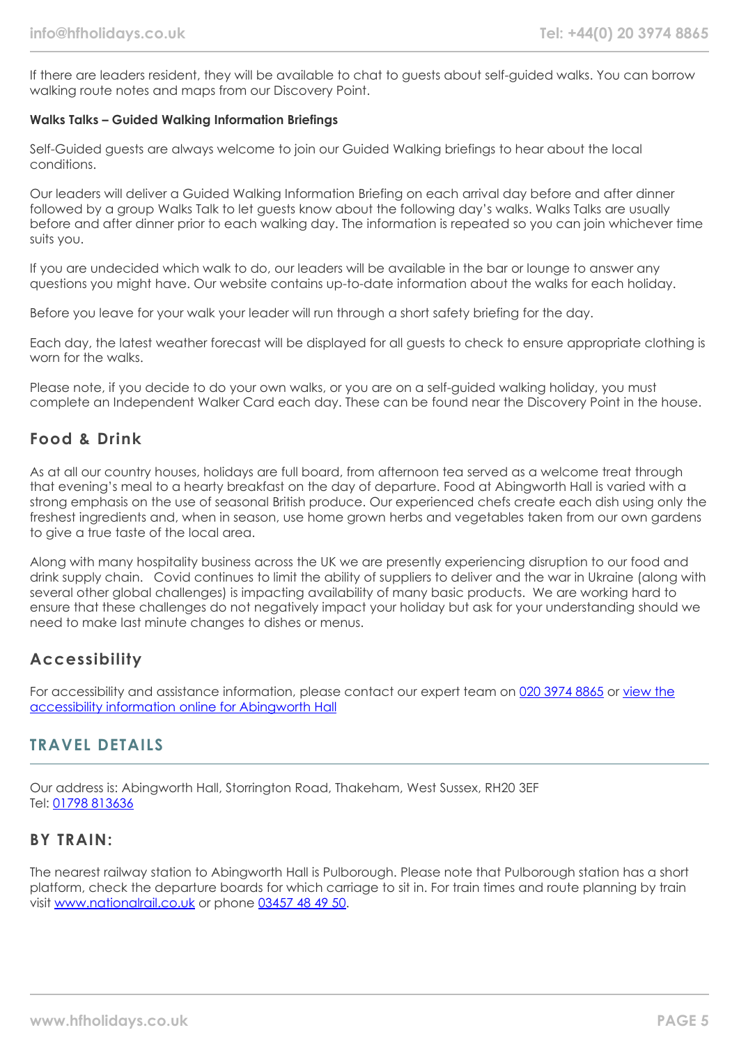If there are leaders resident, they will be available to chat to guests about self-guided walks. You can borrow walking route notes and maps from our Discovery Point.

**Walks Talks – Guided Walking Information Briefings**

Self-Guided guests are always welcome to join our Guided Walking briefings to hear about the local conditions.

Our leaders will deliver a Guided Walking Information Briefing on each arrival day before and after dinner followed by a group Walks Talk to let guests know about the following day's walks. Walks Talks are usually before and after dinner prior to each walking day. The information is repeated so you can join whichever time suits you.

If you are undecided which walk to do, our leaders will be available in the bar or lounge to answer any questions you might have. Our website contains up-to-date information about the walks for each holiday.

Before you leave for your walk your leader will run through a short safety briefing for the day.

Each day, the latest weather forecast will be displayed for all guests to check to ensure appropriate clothing is worn for the walks.

Please note, if you decide to do your own walks, or you are on a self-guided walking holiday, you must complete an Independent Walker Card each day. These can be found near the Discovery Point in the house.

## Food & Drink

As at all our country houses, holidays are full board, from afternoon tea served as a welcome treat through that evening's meal to a hearty breakfast on the day of departure. Food at Abingworth Hall is varied with a strong emphasis on the use of seasonal British produce. Our experienced chefs create each dish using only the freshest ingredients and, when in season, use home grown herbs and vegetables taken from our own gardens to give a true taste of the local area.

Along with many hospitality business across the UK we are presently experiencing disruption to our food and drink supply chain. Covid continues to limit the ability of suppliers to deliver and the war in Ukraine (along with several other global challenges) is impacting availability of many basic products. We are working hard to ensure that these challenges do not negatively impact your holiday but ask for your understanding should we need to make last minute changes to dishes or menus.

## Accessibility

For accessibility and assistance information, please contact our expert team on 020 3974 8865 or view the accessibility information online for Abingworth Hall

# TRAVEL DETAILS

Our address is: Abingworth Hall, Storrington Road, Thakeham, West Sussex, RH20 3EF
Tel: 01798 813636

## BY TRAIN:

The nearest railway station to Abingworth Hall is Pulborough. Please note that Pulborough station has a short platform, check the departure boards for which carriage to sit in. For train times and route planning by train visit www.nationalrail.co.uk or phone 03457 48 49 50.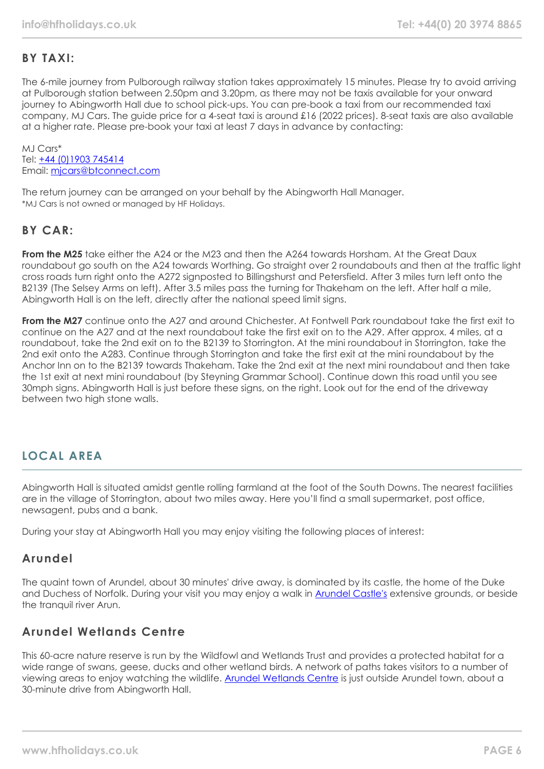## BY TAXI:

The 6-mile journey from Pulborough railway station takes approximately 15 minutes. Please try to avoid arriving at Pulborough station between 2.50pm and 3.20pm, as there may not be taxis available for your onward journey to Abingworth Hall due to school pick-ups. You can pre-book a taxi from our recommended taxi company, MJ Cars. The guide price for a 4-seat taxi is around £16 (2022 prices). 8-seat taxis are also available at a higher rate. Please pre-book your taxi at least 7 days in advance by contacting:

MJ Cars*
Tel: +44 (0)1903 745414
Email: mjcars@btconnect.com

The return journey can be arranged on your behalf by the Abingworth Hall Manager.
*MJ Cars is not owned or managed by HF Holidays.

## BY CAR:

**From the M25** take either the A24 or the M23 and then the A264 towards Horsham. At the Great Daux roundabout go south on the A24 towards Worthing. Go straight over 2 roundabouts and then at the traffic light cross roads turn right onto the A272 signposted to Billingshurst and Petersfield. After 3 miles turn left onto the B2139 (The Selsey Arms on left). After 3.5 miles pass the turning for Thakeham on the left. After half a mile, Abingworth Hall is on the left, directly after the national speed limit signs.

**From the M27** continue onto the A27 and around Chichester. At Fontwell Park roundabout take the first exit to continue on the A27 and at the next roundabout take the first exit on to the A29. After approx. 4 miles, at a roundabout, take the 2nd exit on to the B2139 to Storrington. At the mini roundabout in Storrington, take the 2nd exit onto the A283. Continue through Storrington and take the first exit at the mini roundabout by the Anchor Inn on to the B2139 towards Thakeham. Take the 2nd exit at the next mini roundabout and then take the 1st exit at next mini roundabout (by Steyning Grammar School). Continue down this road until you see 30mph signs. Abingworth Hall is just before these signs, on the right. Look out for the end of the driveway between two high stone walls.

# LOCAL AREA

Abingworth Hall is situated amidst gentle rolling farmland at the foot of the South Downs. The nearest facilities are in the village of Storrington, about two miles away. Here you'll find a small supermarket, post office, newsagent, pubs and a bank.

During your stay at Abingworth Hall you may enjoy visiting the following places of interest:

## Arundel

The quaint town of Arundel, about 30 minutes' drive away, is dominated by its castle, the home of the Duke and Duchess of Norfolk. During your visit you may enjoy a walk in Arundel Castle's extensive grounds, or beside the tranquil river Arun.

## Arundel Wetlands Centre

This 60-acre nature reserve is run by the Wildfowl and Wetlands Trust and provides a protected habitat for a wide range of swans, geese, ducks and other wetland birds. A network of paths takes visitors to a number of viewing areas to enjoy watching the wildlife. Arundel Wetlands Centre is just outside Arundel town, about a 30-minute drive from Abingworth Hall.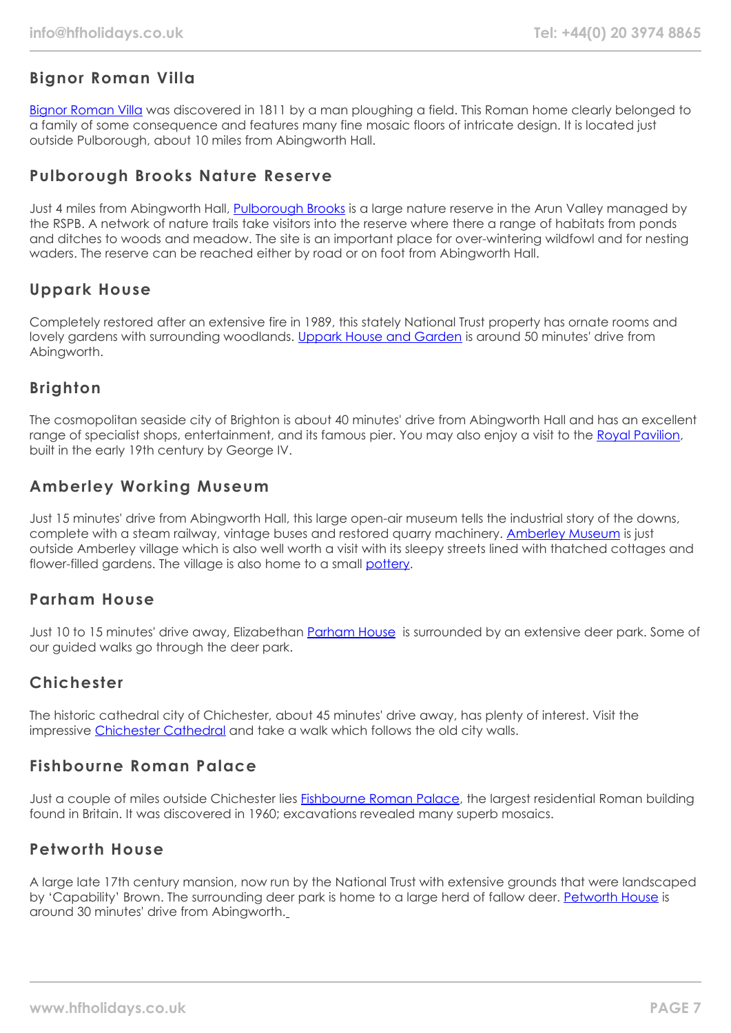## Bignor Roman Villa

Bignor Roman Villa was discovered in 1811 by a man ploughing a field. This Roman home clearly belonged to a family of some consequence and features many fine mosaic floors of intricate design. It is located just outside Pulborough, about 10 miles from Abingworth Hall.

## Pulborough Brooks Nature Reserve

Just 4 miles from Abingworth Hall, Pulborough Brooks is a large nature reserve in the Arun Valley managed by the RSPB. A network of nature trails take visitors into the reserve where there a range of habitats from ponds and ditches to woods and meadow. The site is an important place for over-wintering wildfowl and for nesting waders. The reserve can be reached either by road or on foot from Abingworth Hall.

## Uppark House

Completely restored after an extensive fire in 1989, this stately National Trust property has ornate rooms and lovely gardens with surrounding woodlands. Uppark House and Garden is around 50 minutes' drive from Abingworth.

## Brighton

The cosmopolitan seaside city of Brighton is about 40 minutes' drive from Abingworth Hall and has an excellent range of specialist shops, entertainment, and its famous pier. You may also enjoy a visit to the Royal Pavilion, built in the early 19th century by George IV.

## Amberley Working Museum

Just 15 minutes' drive from Abingworth Hall, this large open-air museum tells the industrial story of the downs, complete with a steam railway, vintage buses and restored quarry machinery. Amberley Museum is just outside Amberley village which is also well worth a visit with its sleepy streets lined with thatched cottages and flower-filled gardens. The village is also home to a small pottery.

## Parham House

Just 10 to 15 minutes' drive away, Elizabethan Parham House is surrounded by an extensive deer park. Some of our guided walks go through the deer park.

## Chichester

The historic cathedral city of Chichester, about 45 minutes' drive away, has plenty of interest. Visit the impressive Chichester Cathedral and take a walk which follows the old city walls.

## Fishbourne Roman Palace

Just a couple of miles outside Chichester lies Fishbourne Roman Palace, the largest residential Roman building found in Britain. It was discovered in 1960; excavations revealed many superb mosaics.

## Petworth House

A large late 17th century mansion, now run by the National Trust with extensive grounds that were landscaped by 'Capability' Brown. The surrounding deer park is home to a large herd of fallow deer. Petworth House is around 30 minutes' drive from Abingworth.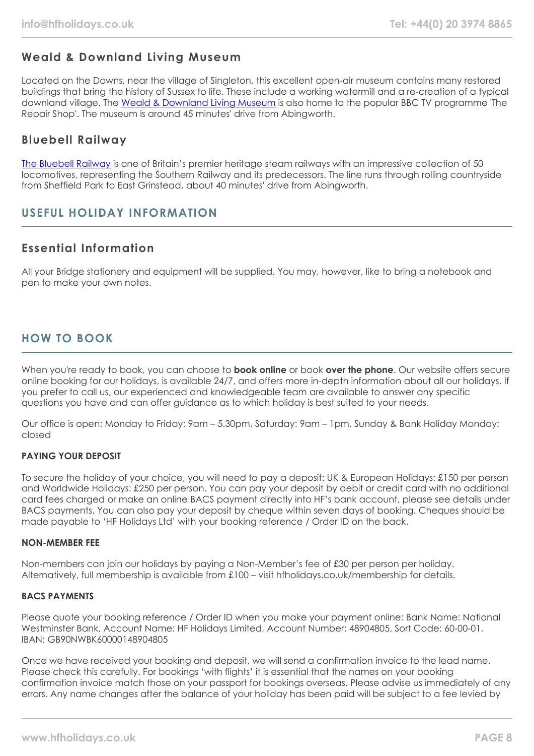### Weald & Downland Living Museum

Located on the Downs, near the village of Singleton, this excellent open-air museum contains many restored buildings that bring the history of Sussex to life. These include a working watermill and a re-creation of a typical downland village. The Weald & Downland Living Museum is also home to the popular BBC TV programme 'The Repair Shop'. The museum is around 45 minutes' drive from Abingworth.

### Bluebell Railway

The Bluebell Railway is one of Britain's premier heritage steam railways with an impressive collection of 50 locomotives, representing the Southern Railway and its predecessors. The line runs through rolling countryside from Sheffield Park to East Grinstead, about 40 minutes' drive from Abingworth.

## USEFUL HOLIDAY INFORMATION

### Essential Information

All your Bridge stationery and equipment will be supplied. You may, however, like to bring a notebook and pen to make your own notes.

## HOW TO BOOK

When you're ready to book, you can choose to **book online** or book **over the phone**. Our website offers secure online booking for our holidays, is available 24/7, and offers more in-depth information about all our holidays. If you prefer to call us, our experienced and knowledgeable team are available to answer any specific questions you have and can offer guidance as to which holiday is best suited to your needs.

Our office is open: Monday to Friday: 9am – 5.30pm, Saturday: 9am – 1pm, Sunday & Bank Holiday Monday: closed

#### PAYING YOUR DEPOSIT

To secure the holiday of your choice, you will need to pay a deposit: UK & European Holidays: £150 per person and Worldwide Holidays: £250 per person. You can pay your deposit by debit or credit card with no additional card fees charged or make an online BACS payment directly into HF's bank account, please see details under BACS payments. You can also pay your deposit by cheque within seven days of booking. Cheques should be made payable to 'HF Holidays Ltd' with your booking reference / Order ID on the back.

#### NON-MEMBER FEE

Non-members can join our holidays by paying a Non-Member's fee of £30 per person per holiday. Alternatively, full membership is available from £100 – visit hfholidays.co.uk/membership for details.

#### BACS PAYMENTS

Please quote your booking reference / Order ID when you make your payment online: Bank Name: National Westminster Bank, Account Name: HF Holidays Limited, Account Number: 48904805, Sort Code: 60-00-01, IBAN: GB90NWBK60000148904805

Once we have received your booking and deposit, we will send a confirmation invoice to the lead name. Please check this carefully. For bookings 'with flights' it is essential that the names on your booking confirmation invoice match those on your passport for bookings overseas. Please advise us immediately of any errors. Any name changes after the balance of your holiday has been paid will be subject to a fee levied by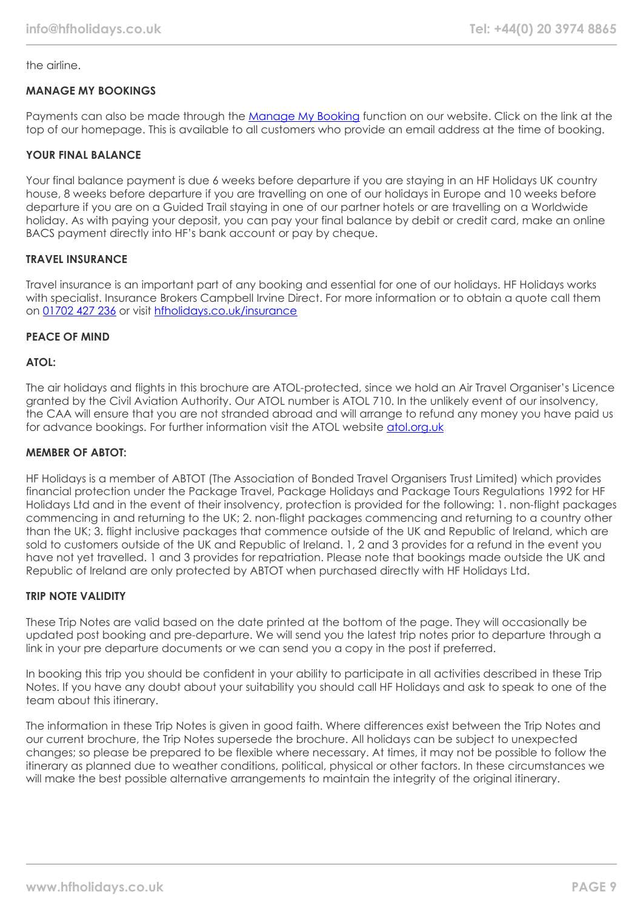the airline.

**MANAGE MY BOOKINGS**

Payments can also be made through the [Manage My Booking]() function on our website. Click on the link at the top of our homepage. This is available to all customers who provide an email address at the time of booking.

**YOUR FINAL BALANCE**

Your final balance payment is due 6 weeks before departure if you are staying in an HF Holidays UK country house, 8 weeks before departure if you are travelling on one of our holidays in Europe and 10 weeks before departure if you are on a Guided Trail staying in one of our partner hotels or are travelling on a Worldwide holiday. As with paying your deposit, you can pay your final balance by debit or credit card, make an online BACS payment directly into HF's bank account or pay by cheque.

**TRAVEL INSURANCE**

Travel insurance is an important part of any booking and essential for one of our holidays. HF Holidays works with specialist. Insurance Brokers Campbell Irvine Direct. For more information or to obtain a quote call them on [01702 427 236]() or visit [hfholidays.co.uk/insurance]()

**PEACE OF MIND**

**ATOL:**

The air holidays and flights in this brochure are ATOL-protected, since we hold an Air Travel Organiser's Licence granted by the Civil Aviation Authority. Our ATOL number is ATOL 710. In the unlikely event of our insolvency, the CAA will ensure that you are not stranded abroad and will arrange to refund any money you have paid us for advance bookings. For further information visit the ATOL website [atol.org.uk]()

**MEMBER OF ABTOT:**

HF Holidays is a member of ABTOT (The Association of Bonded Travel Organisers Trust Limited) which provides financial protection under the Package Travel, Package Holidays and Package Tours Regulations 1992 for HF Holidays Ltd and in the event of their insolvency, protection is provided for the following: 1. non-flight packages commencing in and returning to the UK; 2. non-flight packages commencing and returning to a country other than the UK; 3. flight inclusive packages that commence outside of the UK and Republic of Ireland, which are sold to customers outside of the UK and Republic of Ireland. 1, 2 and 3 provides for a refund in the event you have not yet travelled. 1 and 3 provides for repatriation. Please note that bookings made outside the UK and Republic of Ireland are only protected by ABTOT when purchased directly with HF Holidays Ltd.

**TRIP NOTE VALIDITY**

These Trip Notes are valid based on the date printed at the bottom of the page. They will occasionally be updated post booking and pre-departure. We will send you the latest trip notes prior to departure through a link in your pre departure documents or we can send you a copy in the post if preferred.

In booking this trip you should be confident in your ability to participate in all activities described in these Trip Notes. If you have any doubt about your suitability you should call HF Holidays and ask to speak to one of the team about this itinerary.

The information in these Trip Notes is given in good faith. Where differences exist between the Trip Notes and our current brochure, the Trip Notes supersede the brochure. All holidays can be subject to unexpected changes; so please be prepared to be flexible where necessary. At times, it may not be possible to follow the itinerary as planned due to weather conditions, political, physical or other factors. In these circumstances we will make the best possible alternative arrangements to maintain the integrity of the original itinerary.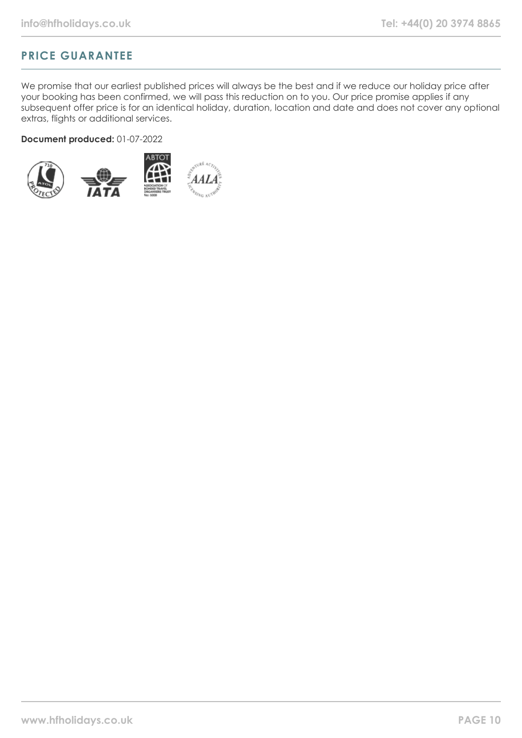## PRICE GUARANTEE

We promise that our earliest published prices will always be the best and if we reduce our holiday price after your booking has been confirmed, we will pass this reduction on to you. Our price promise applies if any subsequent offer price is for an identical holiday, duration, location and date and does not cover any optional extras, flights or additional services.

**Document produced:** 01-07-2022